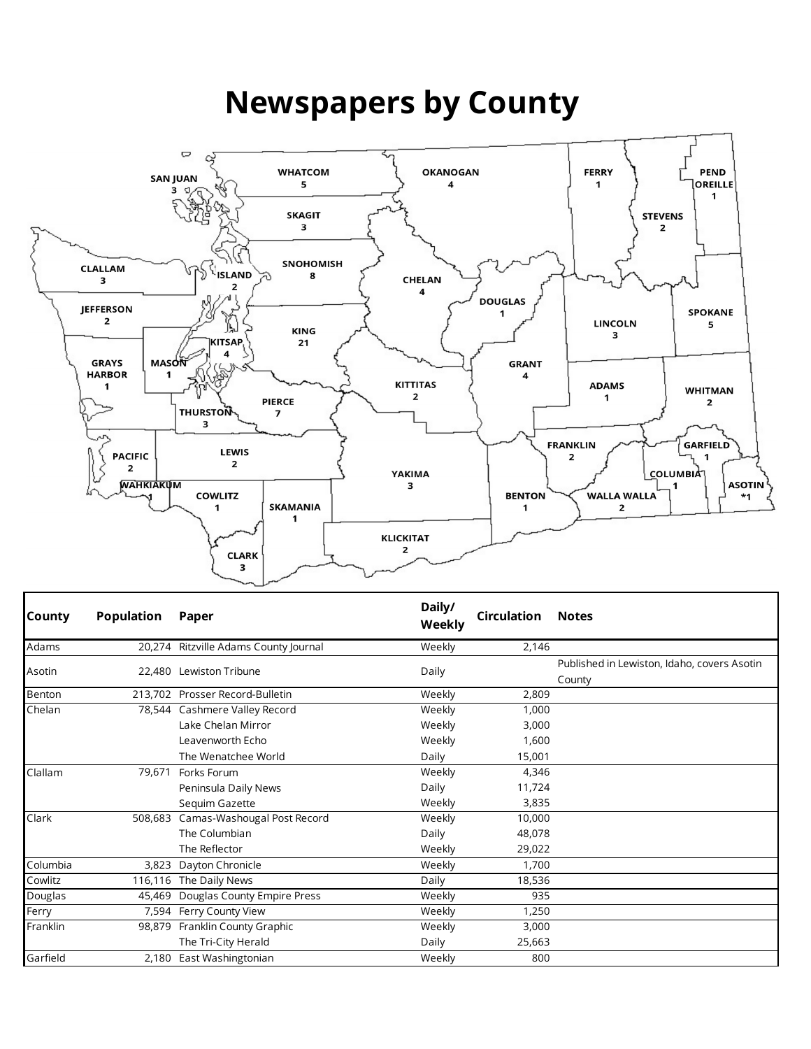# Newspapers by County

| County | Population | Paper | Daily/ Weekly | Circulation | Notes |
|---|---|---|---|---|---|
| Adams | 20,274 | Ritzville Adams County Journal | Weekly | 2,146 | |
| Asotin | 22,480 | Lewiston Tribune | Daily | | Published in Lewiston, Idaho, covers Asotin County |
| Benton | 213,702 | Prosser Record-Bulletin | Weekly | 2,809 | |
| Chelan | 78,544 | Cashmere Valley Record | Weekly | 1,000 | |
| | | Lake Chelan Mirror | Weekly | 3,000 | |
| | | Leavenworth Echo | Weekly | 1,600 | |
| | | The Wenatchee World | Daily | 15,001 | |
| Clallam | 79,671 | Forks Forum | Weekly | 4,346 | |
| | | Peninsula Daily News | Daily | 11,724 | |
| | | Sequim Gazette | Weekly | 3,835 | |
| Clark | 508,683 | Camas-Washougal Post Record | Weekly | 10,000 | |
| | | The Columbian | Daily | 48,078 | |
| | | The Reflector | Weekly | 29,022 | |
| Columbia | 3,823 | Dayton Chronicle | Weekly | 1,700 | |
| Cowlitz | 116,116 | The Daily News | Daily | 18,536 | |
| Douglas | 45,469 | Douglas County Empire Press | Weekly | 935 | |
| Ferry | 7,594 | Ferry County View | Weekly | 1,250 | |
| Franklin | 98,879 | Franklin County Graphic | Weekly | 3,000 | |
| | | The Tri-City Herald | Daily | 25,663 | |
| Garfield | 2,180 | East Washingtonian | Weekly | 800 | |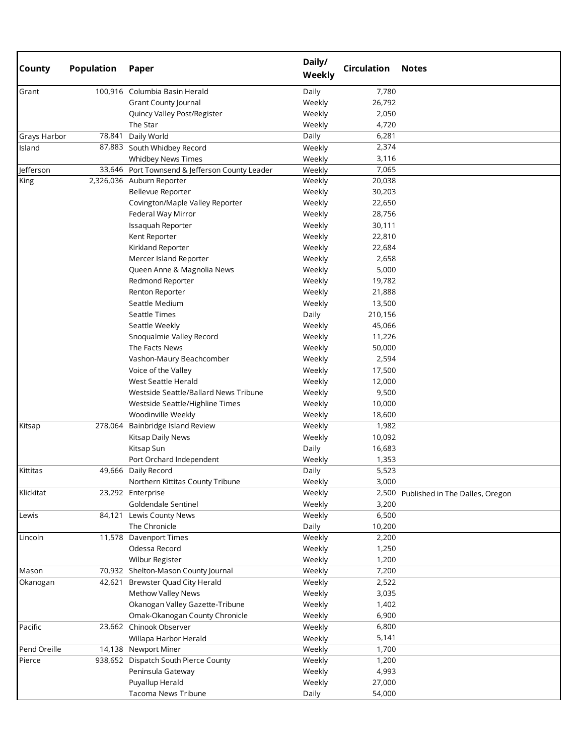| County | Population | Paper | Daily/ Weekly | Circulation | Notes |
|---|---|---|---|---|---|
| Grant | 100,916 | Columbia Basin Herald | Daily | 7,780 | |
| | | Grant County Journal | Weekly | 26,792 | |
| | | Quincy Valley Post/Register | Weekly | 2,050 | |
| | | The Star | Weekly | 4,720 | |
| Grays Harbor | 78,841 | Daily World | Daily | 6,281 | |
| Island | 87,883 | South Whidbey Record | Weekly | 2,374 | |
| | | Whidbey News Times | Weekly | 3,116 | |
| Jefferson | 33,646 | Port Townsend & Jefferson County Leader | Weekly | 7,065 | |
| King | 2,326,036 | Auburn Reporter | Weekly | 20,038 | |
| | | Bellevue Reporter | Weekly | 30,203 | |
| | | Covington/Maple Valley Reporter | Weekly | 22,650 | |
| | | Federal Way Mirror | Weekly | 28,756 | |
| | | Issaquah Reporter | Weekly | 30,111 | |
| | | Kent Reporter | Weekly | 22,810 | |
| | | Kirkland Reporter | Weekly | 22,684 | |
| | | Mercer Island Reporter | Weekly | 2,658 | |
| | | Queen Anne & Magnolia News | Weekly | 5,000 | |
| | | Redmond Reporter | Weekly | 19,782 | |
| | | Renton Reporter | Weekly | 21,888 | |
| | | Seattle Medium | Weekly | 13,500 | |
| | | Seattle Times | Daily | 210,156 | |
| | | Seattle Weekly | Weekly | 45,066 | |
| | | Snoqualmie Valley Record | Weekly | 11,226 | |
| | | The Facts News | Weekly | 50,000 | |
| | | Vashon-Maury Beachcomber | Weekly | 2,594 | |
| | | Voice of the Valley | Weekly | 17,500 | |
| | | West Seattle Herald | Weekly | 12,000 | |
| | | Westside Seattle/Ballard News Tribune | Weekly | 9,500 | |
| | | Westside Seattle/Highline Times | Weekly | 10,000 | |
| | | Woodinville Weekly | Weekly | 18,600 | |
| Kitsap | 278,064 | Bainbridge Island Review | Weekly | 1,982 | |
| | | Kitsap Daily News | Weekly | 10,092 | |
| | | Kitsap Sun | Daily | 16,683 | |
| | | Port Orchard Independent | Weekly | 1,353 | |
| Kittitas | 49,666 | Daily Record | Daily | 5,523 | |
| | | Northern Kittitas County Tribune | Weekly | 3,000 | |
| Klickitat | 23,292 | Enterprise | Weekly | 2,500 | Published in The Dalles, Oregon |
| | | Goldendale Sentinel | Weekly | 3,200 | |
| Lewis | 84,121 | Lewis County News | Weekly | 6,500 | |
| | | The Chronicle | Daily | 10,200 | |
| Lincoln | 11,578 | Davenport Times | Weekly | 2,200 | |
| | | Odessa Record | Weekly | 1,250 | |
| | | Wilbur Register | Weekly | 1,200 | |
| Mason | 70,932 | Shelton-Mason County Journal | Weekly | 7,200 | |
| Okanogan | 42,621 | Brewster Quad City Herald | Weekly | 2,522 | |
| | | Methow Valley News | Weekly | 3,035 | |
| | | Okanogan Valley Gazette-Tribune | Weekly | 1,402 | |
| | | Omak-Okanogan County Chronicle | Weekly | 6,900 | |
| Pacific | 23,662 | Chinook Observer | Weekly | 6,800 | |
| | | Willapa Harbor Herald | Weekly | 5,141 | |
| Pend Oreille | 14,138 | Newport Miner | Weekly | 1,700 | |
| Pierce | 938,652 | Dispatch South Pierce County | Weekly | 1,200 | |
| | | Peninsula Gateway | Weekly | 4,993 | |
| | | Puyallup Herald | Weekly | 27,000 | |
| | | Tacoma News Tribune | Daily | 54,000 | |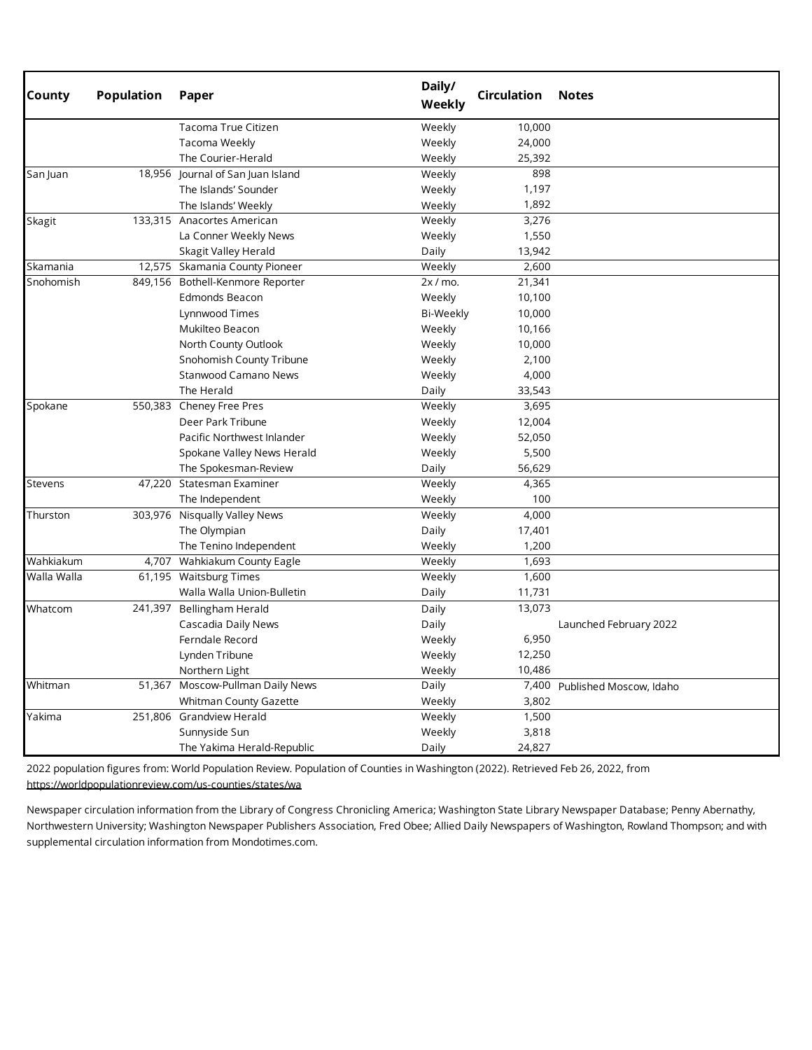| County | Population | Paper | Daily/ Weekly | Circulation | Notes |
|---|---|---|---|---|---|
| | | Tacoma True Citizen | Weekly | 10,000 | |
| | | Tacoma Weekly | Weekly | 24,000 | |
| | | The Courier-Herald | Weekly | 25,392 | |
| San Juan | 18,956 | Journal of San Juan Island | Weekly | 898 | |
| | | The Islands' Sounder | Weekly | 1,197 | |
| | | The Islands' Weekly | Weekly | 1,892 | |
| Skagit | 133,315 | Anacortes American | Weekly | 3,276 | |
| | | La Conner Weekly News | Weekly | 1,550 | |
| | | Skagit Valley Herald | Daily | 13,942 | |
| Skamania | 12,575 | Skamania County Pioneer | Weekly | 2,600 | |
| Snohomish | 849,156 | Bothell-Kenmore Reporter | 2x / mo. | 21,341 | |
| | | Edmonds Beacon | Weekly | 10,100 | |
| | | Lynnwood Times | Bi-Weekly | 10,000 | |
| | | Mukilteo Beacon | Weekly | 10,166 | |
| | | North County Outlook | Weekly | 10,000 | |
| | | Snohomish County Tribune | Weekly | 2,100 | |
| | | Stanwood Camano News | Weekly | 4,000 | |
| | | The Herald | Daily | 33,543 | |
| Spokane | 550,383 | Cheney Free Pres | Weekly | 3,695 | |
| | | Deer Park Tribune | Weekly | 12,004 | |
| | | Pacific Northwest Inlander | Weekly | 52,050 | |
| | | Spokane Valley News Herald | Weekly | 5,500 | |
| | | The Spokesman-Review | Daily | 56,629 | |
| Stevens | 47,220 | Statesman Examiner | Weekly | 4,365 | |
| | | The Independent | Weekly | 100 | |
| Thurston | 303,976 | Nisqually Valley News | Weekly | 4,000 | |
| | | The Olympian | Daily | 17,401 | |
| | | The Tenino Independent | Weekly | 1,200 | |
| Wahkiakum | 4,707 | Wahkiakum County Eagle | Weekly | 1,693 | |
| Walla Walla | 61,195 | Waitsburg Times | Weekly | 1,600 | |
| | | Walla Walla Union-Bulletin | Daily | 11,731 | |
| Whatcom | 241,397 | Bellingham Herald | Daily | 13,073 | |
| | | Cascadia Daily News | Daily | | Launched February 2022 |
| | | Ferndale Record | Weekly | 6,950 | |
| | | Lynden Tribune | Weekly | 12,250 | |
| | | Northern Light | Weekly | 10,486 | |
| Whitman | 51,367 | Moscow-Pullman Daily News | Daily | 7,400 | Published Moscow, Idaho |
| | | Whitman County Gazette | Weekly | 3,802 | |
| Yakima | 251,806 | Grandview Herald | Weekly | 1,500 | |
| | | Sunnyside Sun | Weekly | 3,818 | |
| | | The Yakima Herald-Republic | Daily | 24,827 | |

2022 population figures from: World Population Review. Population of Counties in Washington (2022). Retrieved Feb 26, 2022, from https://worldpopulationreview.com/us-counties/states/wa

Newspaper circulation information from the Library of Congress Chronicling America; Washington State Library Newspaper Database; Penny Abernathy, Northwestern University; Washington Newspaper Publishers Association, Fred Obee; Allied Daily Newspapers of Washington, Rowland Thompson; and with supplemental circulation information from Mondotimes.com.